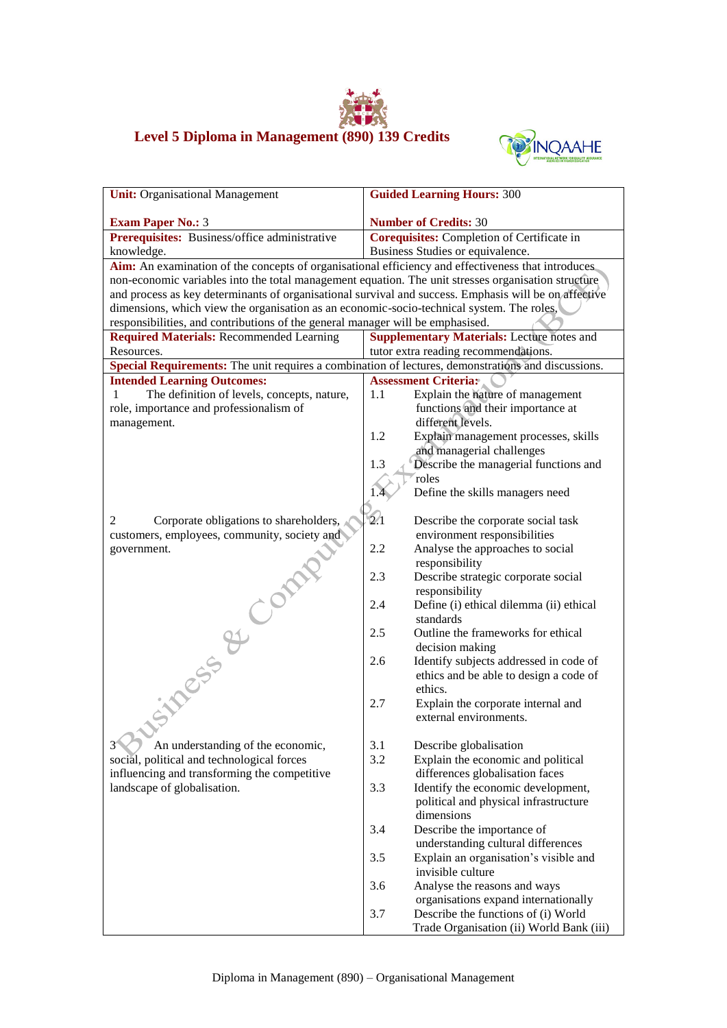# Level 5 Diploma in Management (890) 139 Credits

| **Unit:** Organisational Management<br><br>**Exam Paper No.:** 3 | **Guided Learning Hours:** 300<br><br>**Number of Credits:** 30 |
|---|---|
| **Prerequisites:** Business/office administrative knowledge. | **Corequisites:** Completion of Certificate in Business Studies or equivalence. |
| **Aim:** An examination of the concepts of organisational efficiency and effectiveness that introduces non-economic variables into the total management equation. The unit stresses organisation structure and process as key determinants of organisational survival and success. Emphasis will be on affective dimensions, which view the organisation as an economic-socio-technical system. The roles, responsibilities, and contributions of the general manager will be emphasised. | |
| **Required Materials:** Recommended Learning Resources. | **Supplementary Materials:** Lecture notes and tutor extra reading recommendations. |
| **Special Requirements:** The unit requires a combination of lectures, demonstrations and discussions. | |
| **Intended Learning Outcomes:** | **Assessment Criteria:** |
| 1 The definition of levels, concepts, nature, role, importance and professionalism of management. | 1.1 Explain the nature of management functions and their importance at different levels.<br>1.2 Explain management processes, skills and managerial challenges<br>1.3 Describe the managerial functions and roles<br>1.4 Define the skills managers need |
| 2 Corporate obligations to shareholders, customers, employees, community, society and government. | 2.1 Describe the corporate social task environment responsibilities<br>2.2 Analyse the approaches to social responsibility<br>2.3 Describe strategic corporate social responsibility<br>2.4 Define (i) ethical dilemma (ii) ethical standards<br>2.5 Outline the frameworks for ethical decision making<br>2.6 Identify subjects addressed in code of ethics and be able to design a code of ethics.<br>2.7 Explain the corporate internal and external environments. |
| 3 An understanding of the economic, social, political and technological forces influencing and transforming the competitive landscape of globalisation. | 3.1 Describe globalisation<br>3.2 Explain the economic and political differences globalisation faces<br>3.3 Identify the economic development, political and physical infrastructure dimensions<br>3.4 Describe the importance of understanding cultural differences<br>3.5 Explain an organisation's visible and invisible culture<br>3.6 Analyse the reasons and ways organisations expand internationally<br>3.7 Describe the functions of (i) World Trade Organisation (ii) World Bank (iii) |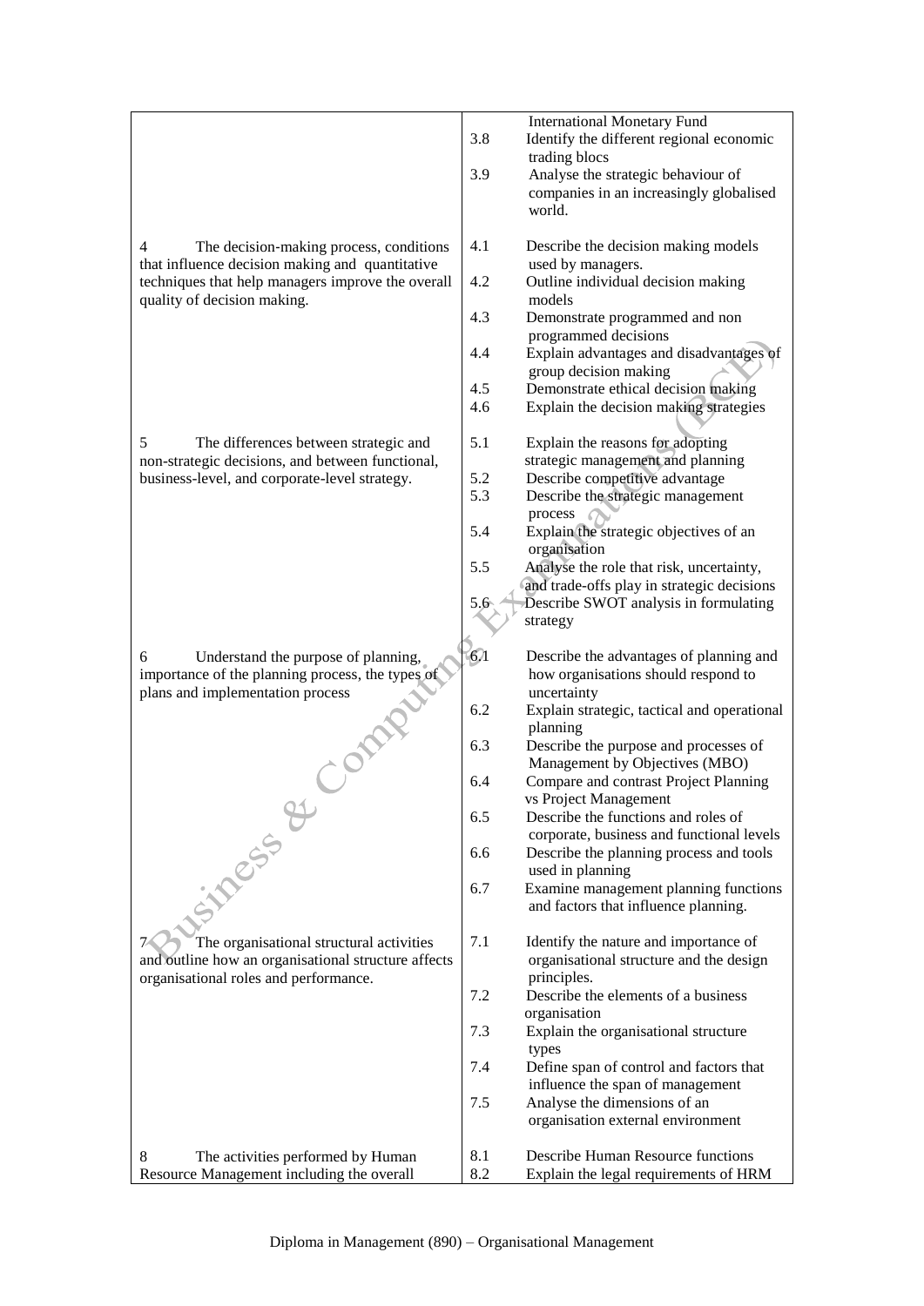| | | |
|---|---|---|
| | | International Monetary Fund |
| | 3.8 | Identify the different regional economic trading blocs |
| | 3.9 | Analyse the strategic behaviour of companies in an increasingly globalised world. |
| 4 The decision-making process, conditions that influence decision making and quantitative techniques that help managers improve the overall quality of decision making. | 4.1 | Describe the decision making models used by managers. |
| | 4.2 | Outline individual decision making models |
| | 4.3 | Demonstrate programmed and non programmed decisions |
| | 4.4 | Explain advantages and disadvantages of group decision making |
| | 4.5 | Demonstrate ethical decision making |
| | 4.6 | Explain the decision making strategies |
| 5 The differences between strategic and non-strategic decisions, and between functional, business-level, and corporate-level strategy. | 5.1 | Explain the reasons for adopting strategic management and planning |
| | 5.2 | Describe competitive advantage |
| | 5.3 | Describe the strategic management process |
| | 5.4 | Explain the strategic objectives of an organisation |
| | 5.5 | Analyse the role that risk, uncertainty, and trade-offs play in strategic decisions |
| | 5.6 | Describe SWOT analysis in formulating strategy |
| 6 Understand the purpose of planning, importance of the planning process, the types of plans and implementation process | 6.1 | Describe the advantages of planning and how organisations should respond to uncertainty |
| | 6.2 | Explain strategic, tactical and operational planning |
| | 6.3 | Describe the purpose and processes of Management by Objectives (MBO) |
| | 6.4 | Compare and contrast Project Planning vs Project Management |
| | 6.5 | Describe the functions and roles of corporate, business and functional levels |
| | 6.6 | Describe the planning process and tools used in planning |
| | 6.7 | Examine management planning functions and factors that influence planning. |
| 7 The organisational structural activities and outline how an organisational structure affects organisational roles and performance. | 7.1 | Identify the nature and importance of organisational structure and the design principles. |
| | 7.2 | Describe the elements of a business organisation |
| | 7.3 | Explain the organisational structure types |
| | 7.4 | Define span of control and factors that influence the span of management |
| | 7.5 | Analyse the dimensions of an organisation external environment |
| 8 The activities performed by Human Resource Management including the overall | 8.1 | Describe Human Resource functions |
| | 8.2 | Explain the legal requirements of HRM |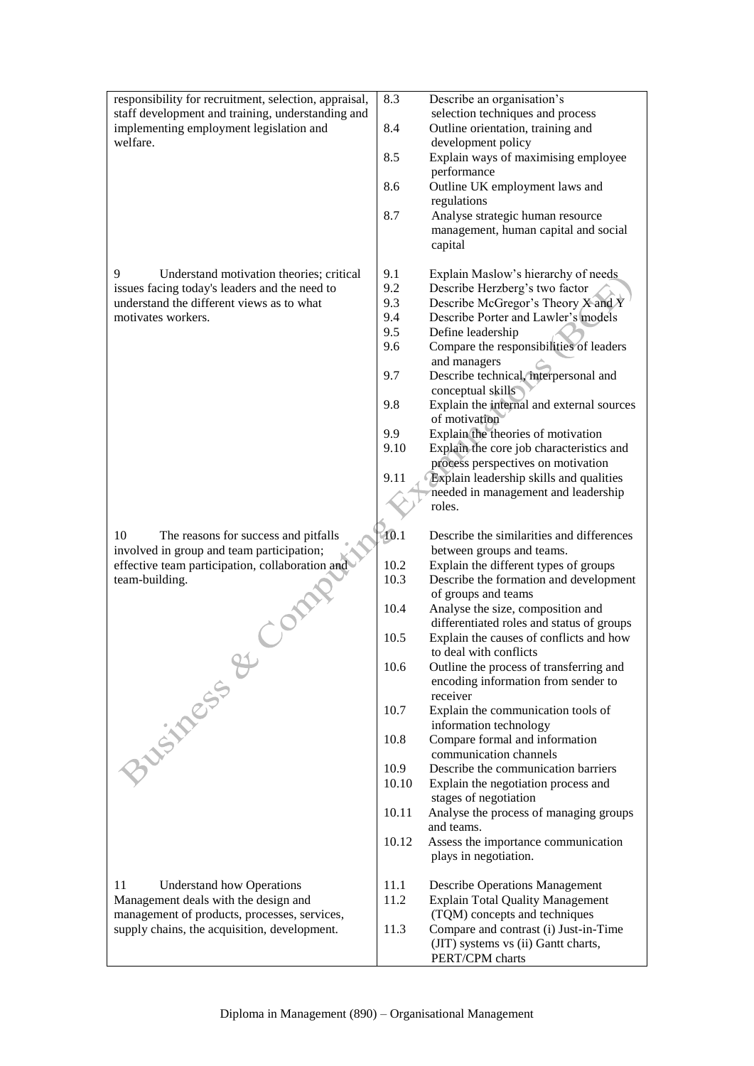| | |
|---|---|
| responsibility for recruitment, selection, appraisal, staff development and training, understanding and implementing employment legislation and welfare. | 8.3 Describe an organisation's selection techniques and process<br>8.4 Outline orientation, training and development policy<br>8.5 Explain ways of maximising employee performance<br>8.6 Outline UK employment laws and regulations<br>8.7 Analyse strategic human resource management, human capital and social capital |
| 9 Understand motivation theories; critical issues facing today's leaders and the need to understand the different views as to what motivates workers. | 9.1 Explain Maslow's hierarchy of needs<br>9.2 Describe Herzberg's two factor<br>9.3 Describe McGregor's Theory X and Y<br>9.4 Describe Porter and Lawler's models<br>9.5 Define leadership<br>9.6 Compare the responsibilities of leaders and managers<br>9.7 Describe technical, interpersonal and conceptual skills<br>9.8 Explain the internal and external sources of motivation<br>9.9 Explain the theories of motivation<br>9.10 Explain the core job characteristics and process perspectives on motivation<br>9.11 Explain leadership skills and qualities needed in management and leadership roles. |
| 10 The reasons for success and pitfalls involved in group and team participation; effective team participation, collaboration and team-building. | 10.1 Describe the similarities and differences between groups and teams.<br>10.2 Explain the different types of groups<br>10.3 Describe the formation and development of groups and teams<br>10.4 Analyse the size, composition and differentiated roles and status of groups<br>10.5 Explain the causes of conflicts and how to deal with conflicts<br>10.6 Outline the process of transferring and encoding information from sender to receiver<br>10.7 Explain the communication tools of information technology<br>10.8 Compare formal and information communication channels<br>10.9 Describe the communication barriers<br>10.10 Explain the negotiation process and stages of negotiation<br>10.11 Analyse the process of managing groups and teams.<br>10.12 Assess the importance communication plays in negotiation. |
| 11 Understand how Operations Management deals with the design and management of products, processes, services, supply chains, the acquisition, development. | 11.1 Describe Operations Management<br>11.2 Explain Total Quality Management (TQM) concepts and techniques<br>11.3 Compare and contrast (i) Just-in-Time (JIT) systems vs (ii) Gantt charts, PERT/CPM charts |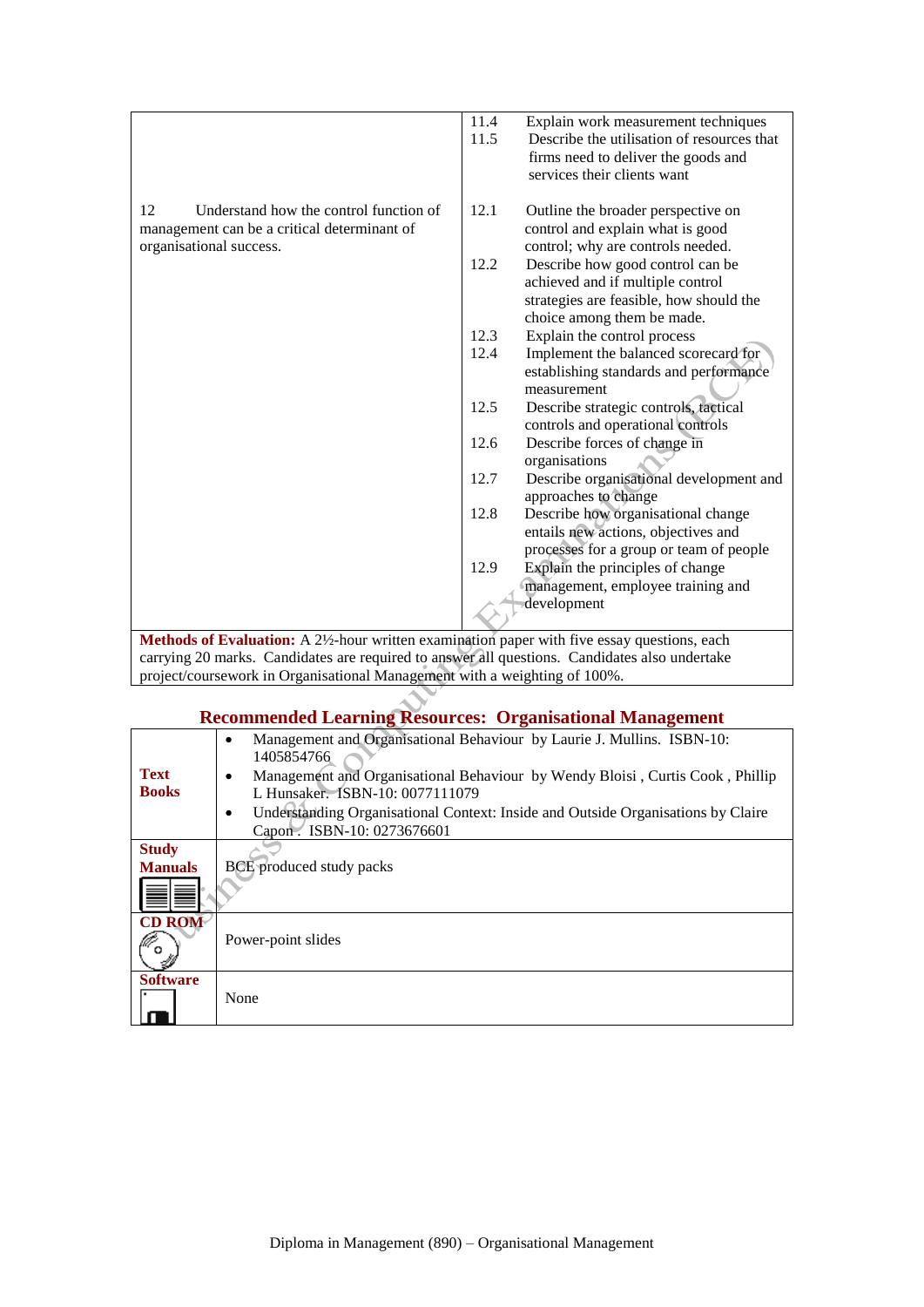| | |
|---|---|
| | 11.4 Explain work measurement techniques<br>11.5 Describe the utilisation of resources that firms need to deliver the goods and services their clients want |
| 12 Understand how the control function of management can be a critical determinant of organisational success. | 12.1 Outline the broader perspective on control and explain what is good control; why are controls needed.<br>12.2 Describe how good control can be achieved and if multiple control strategies are feasible, how should the choice among them be made.<br>12.3 Explain the control process<br>12.4 Implement the balanced scorecard for establishing standards and performance measurement<br>12.5 Describe strategic controls, tactical controls and operational controls<br>12.6 Describe forces of change in organisations<br>12.7 Describe organisational development and approaches to change<br>12.8 Describe how organisational change entails new actions, objectives and processes for a group or team of people<br>12.9 Explain the principles of change management, employee training and development |

**Methods of Evaluation:** A 2½-hour written examination paper with five essay questions, each carrying 20 marks. Candidates are required to answer all questions. Candidates also undertake project/coursework in Organisational Management with a weighting of 100%.

## Recommended Learning Resources: Organisational Management

| | |
|---|---|
| **Text Books** | • Management and Organisational Behaviour by Laurie J. Mullins. ISBN-10: 1405854766<br>• Management and Organisational Behaviour by Wendy Bloisi , Curtis Cook , Phillip L Hunsaker. ISBN-10: 0077111079<br>• Understanding Organisational Context: Inside and Outside Organisations by Claire Capon . ISBN-10: 0273676601 |
| **Study Manuals** | BCE produced study packs |
| **CD ROM** | Power-point slides |
| **Software** | None |